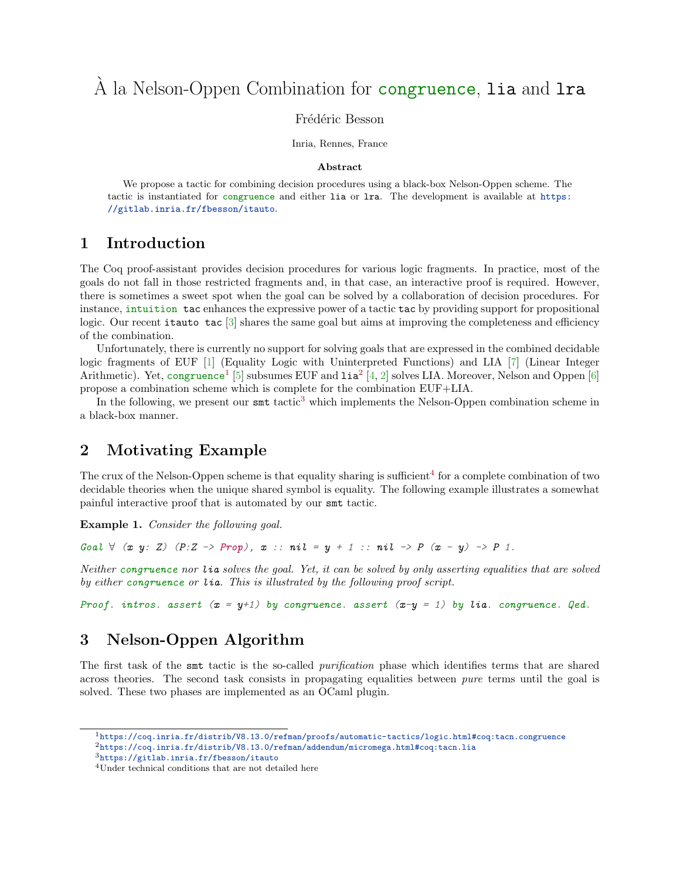# À la Nelson-Oppen Combination for congruence, lia and lra

Frédéric Besson

Inria, Rennes, France

**Abstract**

We propose a tactic for combining decision procedures using a black-box Nelson-Oppen scheme. The tactic is instantiated for `congruence` and either `lia` or `lra`. The development is available at https://gitlab.inria.fr/fbesson/itauto.

## 1 Introduction

The Coq proof-assistant provides decision procedures for various logic fragments. In practice, most of the goals do not fall in those restricted fragments and, in that case, an interactive proof is required. However, there is sometimes a sweet spot when the goal can be solved by a collaboration of decision procedures. For instance, `intuition tac` enhances the expressive power of a tactic `tac` by providing support for propositional logic. Our recent `itauto tac` [3] shares the same goal but aims at improving the completeness and efficiency of the combination.

Unfortunately, there is currently no support for solving goals that are expressed in the combined decidable logic fragments of EUF [1] (Equality Logic with Uninterpreted Functions) and LIA [7] (Linear Integer Arithmetic). Yet, `congruence`[1] [5] subsumes EUF and `lia`[2] [4, 2] solves LIA. Moreover, Nelson and Oppen [6] propose a combination scheme which is complete for the combination EUF+LIA.

In the following, we present our `smt` tactic[3] which implements the Nelson-Oppen combination scheme in a black-box manner.

## 2 Motivating Example

The crux of the Nelson-Oppen scheme is that equality sharing is sufficient[4] for a complete combination of two decidable theories when the unique shared symbol is equality. The following example illustrates a somewhat painful interactive proof that is automated by our `smt` tactic.

**Example 1.** *Consider the following goal.*

```
Goal ∀ (x y: Z) (P:Z -> Prop), x :: nil = y + 1 :: nil -> P (x - y) -> P 1.
```

*Neither* `congruence` *nor* `lia` *solves the goal. Yet, it can be solved by only asserting equalities that are solved by either* `congruence` *or* `lia`*. This is illustrated by the following proof script.*

```
Proof. intros. assert (x = y+1) by congruence. assert (x-y = 1) by lia. congruence. Qed.
```

## 3 Nelson-Oppen Algorithm

The first task of the `smt` tactic is the so-called *purification* phase which identifies terms that are shared across theories. The second task consists in propagating equalities between *pure* terms until the goal is solved. These two phases are implemented as an OCaml plugin.

---

[1] https://coq.inria.fr/distrib/V8.13.0/refman/proofs/automatic-tactics/logic.html#coq:tacn.congruence

[2] https://coq.inria.fr/distrib/V8.13.0/refman/addendum/micromega.html#coq:tacn.lia

[3] https://gitlab.inria.fr/fbesson/itauto

[4] Under technical conditions that are not detailed here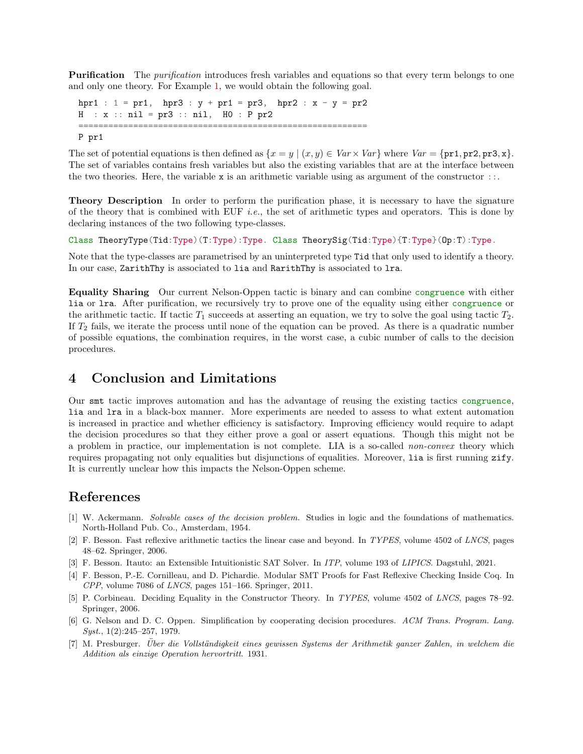**Purification** The *purification* introduces fresh variables and equations so that every term belongs to one and only one theory. For Example 1, we would obtain the following goal.

```
hpr1 : 1 = pr1,  hpr3 : y + pr1 = pr3,  hpr2 : x - y = pr2
H  : x :: nil = pr3 :: nil,  H0 : P pr2
==========================================================
P pr1
```

The set of potential equations is then defined as $\{x = y \mid (x, y) \in \mathit{Var} \times \mathit{Var}\}$ where $\mathit{Var} = \{\mathtt{pr1}, \mathtt{pr2}, \mathtt{pr3}, \mathtt{x}\}$. The set of variables contains fresh variables but also the existing variables that are at the interface between the two theories. Here, the variable `x` is an arithmetic variable using as argument of the constructor `::`.

**Theory Description** In order to perform the purification phase, it is necessary to have the signature of the theory that is combined with EUF *i.e.*, the set of arithmetic types and operators. This is done by declaring instances of the two following type-classes.

```
Class TheoryType(Tid:Type)(T:Type):Type. Class TheorySig(Tid:Type){T:Type}(Op:T):Type.
```

Note that the type-classes are parametrised by an uninterpreted type `Tid` that only used to identify a theory. In our case, `ZarithThy` is associated to `lia` and `RarithThy` is associated to `lra`.

**Equality Sharing** Our current Nelson-Oppen tactic is binary and can combine `congruence` with either `lia` or `lra`. After purification, we recursively try to prove one of the equality using either `congruence` or the arithmetic tactic. If tactic $T_1$ succeeds at asserting an equation, we try to solve the goal using tactic $T_2$. If $T_2$ fails, we iterate the process until none of the equation can be proved. As there is a quadratic number of possible equations, the combination requires, in the worst case, a cubic number of calls to the decision procedures.

# 4 Conclusion and Limitations

Our `smt` tactic improves automation and has the advantage of reusing the existing tactics `congruence`, `lia` and `lra` in a black-box manner. More experiments are needed to assess to what extent automation is increased in practice and whether efficiency is satisfactory. Improving efficiency would require to adapt the decision procedures so that they either prove a goal or assert equations. Though this might not be a problem in practice, our implementation is not complete. LIA is a so-called *non-convex* theory which requires propagating not only equalities but disjunctions of equalities. Moreover, `lia` is first running `zify`. It is currently unclear how this impacts the Nelson-Oppen scheme.

# References

[1] W. Ackermann. *Solvable cases of the decision problem.* Studies in logic and the foundations of mathematics. North-Holland Pub. Co., Amsterdam, 1954.

[2] F. Besson. Fast reflexive arithmetic tactics the linear case and beyond. In *TYPES*, volume 4502 of *LNCS*, pages 48–62. Springer, 2006.

[3] F. Besson. Itauto: an Extensible Intuitionistic SAT Solver. In *ITP*, volume 193 of *LIPICS*. Dagstuhl, 2021.

[4] F. Besson, P.-E. Cornilleau, and D. Pichardie. Modular SMT Proofs for Fast Reflexive Checking Inside Coq. In *CPP*, volume 7086 of *LNCS*, pages 151–166. Springer, 2011.

[5] P. Corbineau. Deciding Equality in the Constructor Theory. In *TYPES*, volume 4502 of *LNCS*, pages 78–92. Springer, 2006.

[6] G. Nelson and D. C. Oppen. Simplification by cooperating decision procedures. *ACM Trans. Program. Lang. Syst.*, 1(2):245–257, 1979.

[7] M. Presburger. *Über die Vollständigkeit eines gewissen Systems der Arithmetik ganzer Zahlen, in welchem die Addition als einzige Operation hervortritt*. 1931.